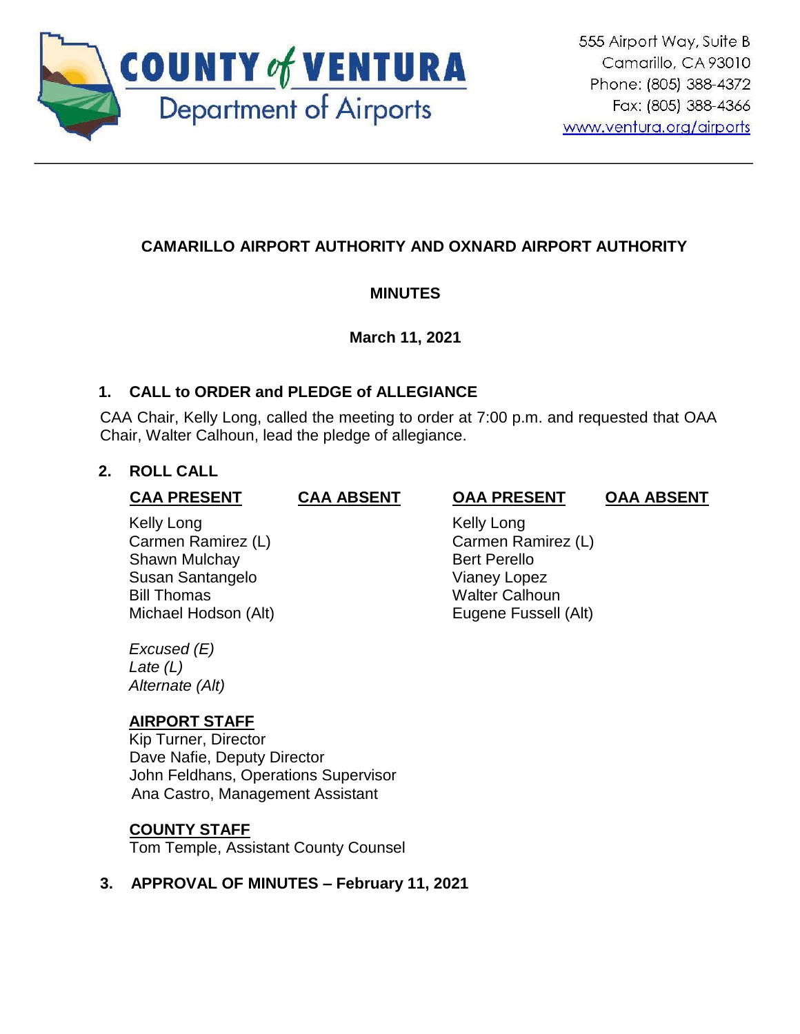COUNTY of VENTURA
Department of Airports

555 Airport Way, Suite B
Camarillo, CA 93010
Phone: (805) 388-4372
Fax: (805) 388-4366
www.ventura.org/airports

---

# CAMARILLO AIRPORT AUTHORITY AND OXNARD AIRPORT AUTHORITY

## MINUTES

**March 11, 2021**

## 1. CALL to ORDER and PLEDGE of ALLEGIANCE

CAA Chair, Kelly Long, called the meeting to order at 7:00 p.m. and requested that OAA Chair, Walter Calhoun, lead the pledge of allegiance.

## 2. ROLL CALL

| CAA PRESENT | CAA ABSENT | OAA PRESENT | OAA ABSENT |
|---|---|---|---|
| Kelly Long | | Kelly Long | |
| Carmen Ramirez (L) | | Carmen Ramirez (L) | |
| Shawn Mulchay | | Bert Perello | |
| Susan Santangelo | | Vianey Lopez | |
| Bill Thomas | | Walter Calhoun | |
| Michael Hodson (Alt) | | Eugene Fussell (Alt) | |

*Excused (E)*
*Late (L)*
*Alternate (Alt)*

**AIRPORT STAFF**
Kip Turner, Director
Dave Nafie, Deputy Director
John Feldhans, Operations Supervisor
Ana Castro, Management Assistant

**COUNTY STAFF**
Tom Temple, Assistant County Counsel

## 3. APPROVAL OF MINUTES – February 11, 2021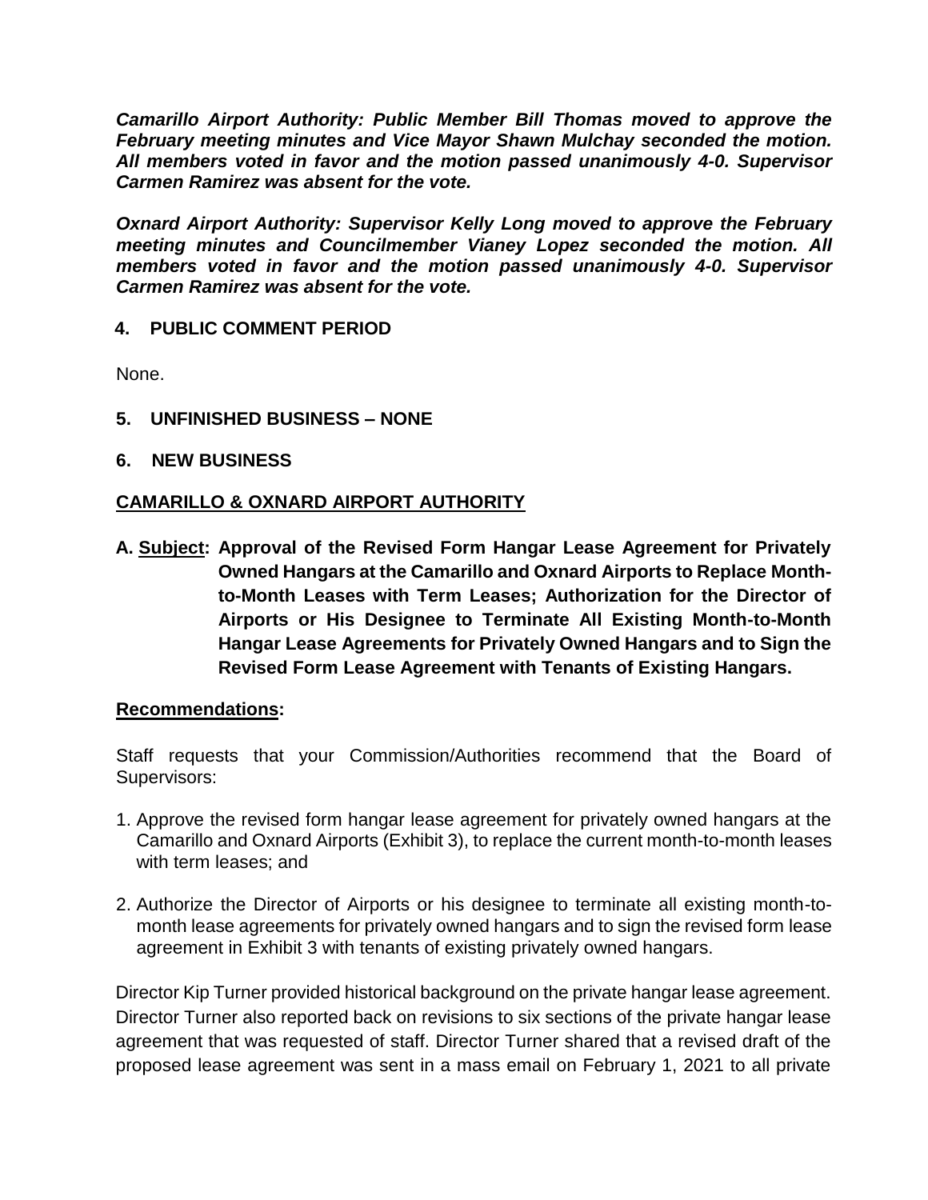***Camarillo Airport Authority: Public Member Bill Thomas moved to approve the February meeting minutes and Vice Mayor Shawn Mulchay seconded the motion. All members voted in favor and the motion passed unanimously 4-0. Supervisor Carmen Ramirez was absent for the vote.***

***Oxnard Airport Authority: Supervisor Kelly Long moved to approve the February meeting minutes and Councilmember Vianey Lopez seconded the motion. All members voted in favor and the motion passed unanimously 4-0. Supervisor Carmen Ramirez was absent for the vote.***

**4. PUBLIC COMMENT PERIOD**

None.

**5. UNFINISHED BUSINESS – NONE**

**6. NEW BUSINESS**

**CAMARILLO & OXNARD AIRPORT AUTHORITY**

**A. Subject: Approval of the Revised Form Hangar Lease Agreement for Privately Owned Hangars at the Camarillo and Oxnard Airports to Replace Month-to-Month Leases with Term Leases; Authorization for the Director of Airports or His Designee to Terminate All Existing Month-to-Month Hangar Lease Agreements for Privately Owned Hangars and to Sign the Revised Form Lease Agreement with Tenants of Existing Hangars.**

**Recommendations:**

Staff requests that your Commission/Authorities recommend that the Board of Supervisors:

1. Approve the revised form hangar lease agreement for privately owned hangars at the Camarillo and Oxnard Airports (Exhibit 3), to replace the current month-to-month leases with term leases; and

2. Authorize the Director of Airports or his designee to terminate all existing month-to-month lease agreements for privately owned hangars and to sign the revised form lease agreement in Exhibit 3 with tenants of existing privately owned hangars.

Director Kip Turner provided historical background on the private hangar lease agreement. Director Turner also reported back on revisions to six sections of the private hangar lease agreement that was requested of staff. Director Turner shared that a revised draft of the proposed lease agreement was sent in a mass email on February 1, 2021 to all private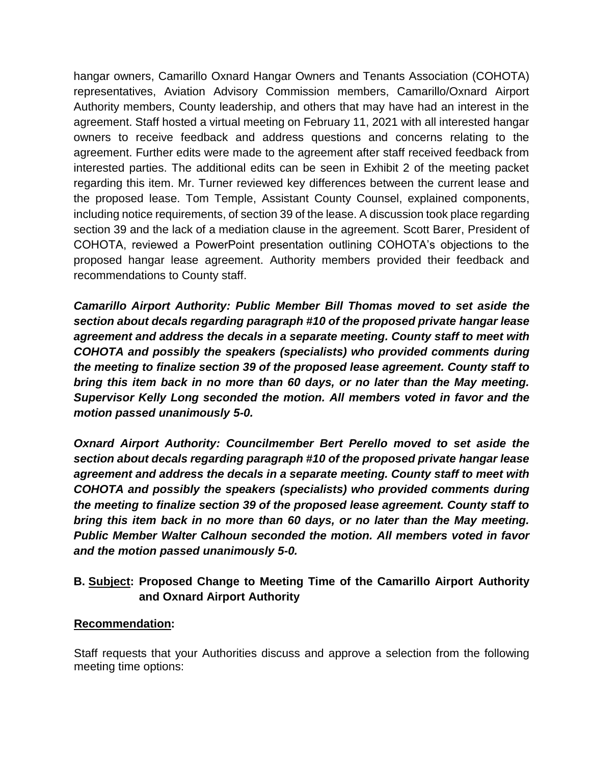hangar owners, Camarillo Oxnard Hangar Owners and Tenants Association (COHOTA) representatives, Aviation Advisory Commission members, Camarillo/Oxnard Airport Authority members, County leadership, and others that may have had an interest in the agreement. Staff hosted a virtual meeting on February 11, 2021 with all interested hangar owners to receive feedback and address questions and concerns relating to the agreement. Further edits were made to the agreement after staff received feedback from interested parties. The additional edits can be seen in Exhibit 2 of the meeting packet regarding this item. Mr. Turner reviewed key differences between the current lease and the proposed lease. Tom Temple, Assistant County Counsel, explained components, including notice requirements, of section 39 of the lease. A discussion took place regarding section 39 and the lack of a mediation clause in the agreement. Scott Barer, President of COHOTA, reviewed a PowerPoint presentation outlining COHOTA's objections to the proposed hangar lease agreement. Authority members provided their feedback and recommendations to County staff.

***Camarillo Airport Authority: Public Member Bill Thomas moved to set aside the section about decals regarding paragraph #10 of the proposed private hangar lease agreement and address the decals in a separate meeting. County staff to meet with COHOTA and possibly the speakers (specialists) who provided comments during the meeting to finalize section 39 of the proposed lease agreement. County staff to bring this item back in no more than 60 days, or no later than the May meeting. Supervisor Kelly Long seconded the motion. All members voted in favor and the motion passed unanimously 5-0.***

***Oxnard Airport Authority: Councilmember Bert Perello moved to set aside the section about decals regarding paragraph #10 of the proposed private hangar lease agreement and address the decals in a separate meeting. County staff to meet with COHOTA and possibly the speakers (specialists) who provided comments during the meeting to finalize section 39 of the proposed lease agreement. County staff to bring this item back in no more than 60 days, or no later than the May meeting. Public Member Walter Calhoun seconded the motion. All members voted in favor and the motion passed unanimously 5-0.***

**B. Subject: Proposed Change to Meeting Time of the Camarillo Airport Authority and Oxnard Airport Authority**

**Recommendation:**

Staff requests that your Authorities discuss and approve a selection from the following meeting time options: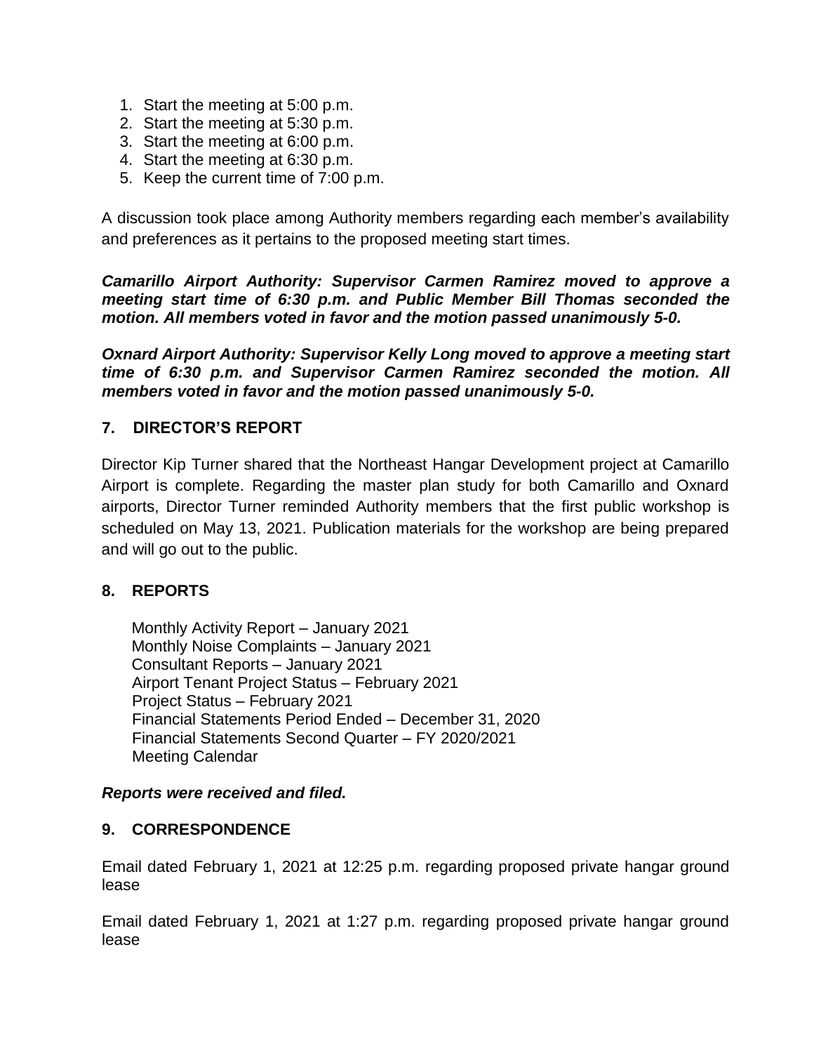1. Start the meeting at 5:00 p.m.
2. Start the meeting at 5:30 p.m.
3. Start the meeting at 6:00 p.m.
4. Start the meeting at 6:30 p.m.
5. Keep the current time of 7:00 p.m.

A discussion took place among Authority members regarding each member's availability and preferences as it pertains to the proposed meeting start times.

***Camarillo Airport Authority: Supervisor Carmen Ramirez moved to approve a meeting start time of 6:30 p.m. and Public Member Bill Thomas seconded the motion. All members voted in favor and the motion passed unanimously 5-0.***

***Oxnard Airport Authority: Supervisor Kelly Long moved to approve a meeting start time of 6:30 p.m. and Supervisor Carmen Ramirez seconded the motion. All members voted in favor and the motion passed unanimously 5-0.***

## 7. DIRECTOR'S REPORT

Director Kip Turner shared that the Northeast Hangar Development project at Camarillo Airport is complete. Regarding the master plan study for both Camarillo and Oxnard airports, Director Turner reminded Authority members that the first public workshop is scheduled on May 13, 2021. Publication materials for the workshop are being prepared and will go out to the public.

## 8. REPORTS

Monthly Activity Report – January 2021
Monthly Noise Complaints – January 2021
Consultant Reports – January 2021
Airport Tenant Project Status – February 2021
Project Status – February 2021
Financial Statements Period Ended – December 31, 2020
Financial Statements Second Quarter – FY 2020/2021
Meeting Calendar

***Reports were received and filed.***

## 9. CORRESPONDENCE

Email dated February 1, 2021 at 12:25 p.m. regarding proposed private hangar ground lease

Email dated February 1, 2021 at 1:27 p.m. regarding proposed private hangar ground lease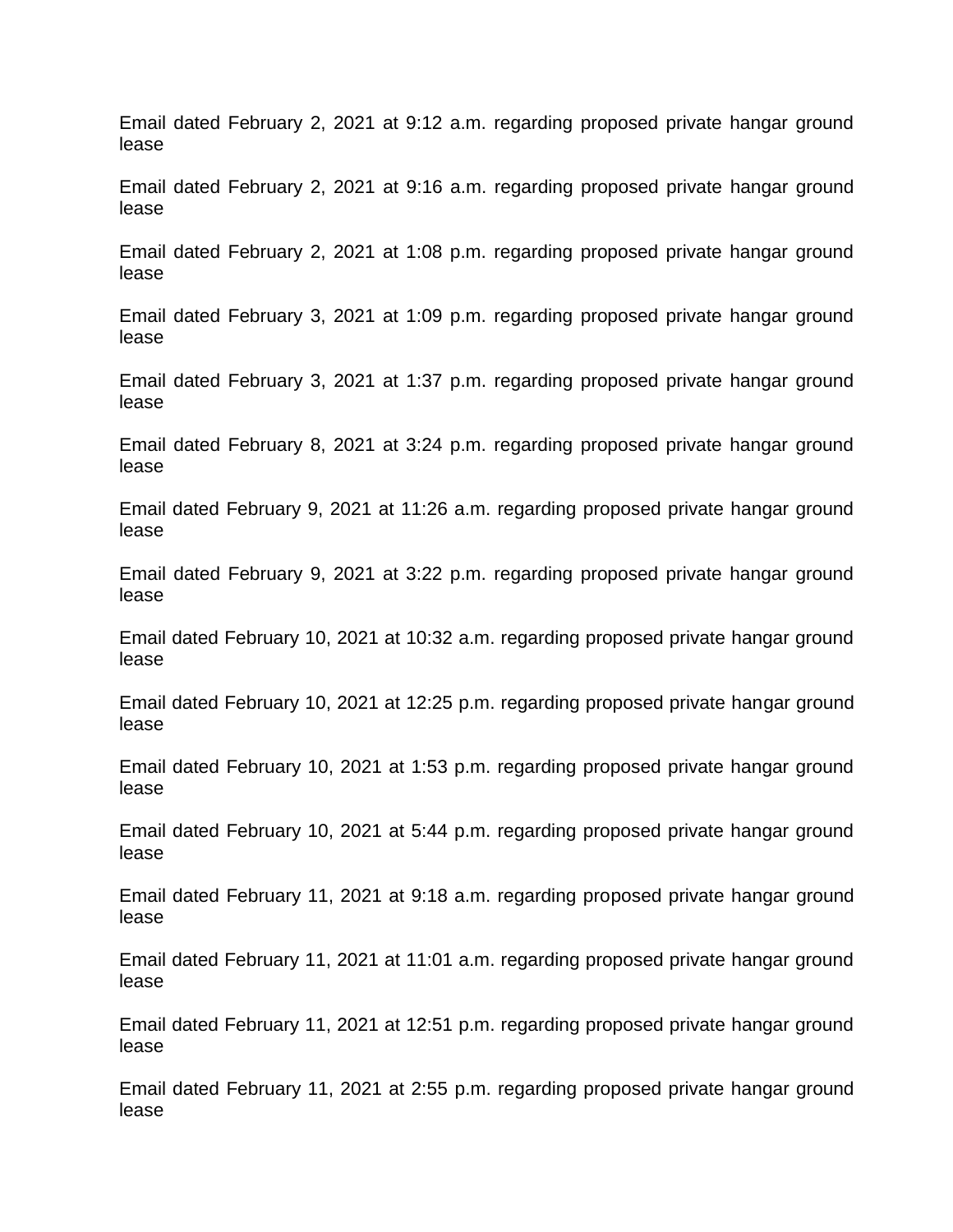Email dated February 2, 2021 at 9:12 a.m. regarding proposed private hangar ground lease

Email dated February 2, 2021 at 9:16 a.m. regarding proposed private hangar ground lease

Email dated February 2, 2021 at 1:08 p.m. regarding proposed private hangar ground lease

Email dated February 3, 2021 at 1:09 p.m. regarding proposed private hangar ground lease

Email dated February 3, 2021 at 1:37 p.m. regarding proposed private hangar ground lease

Email dated February 8, 2021 at 3:24 p.m. regarding proposed private hangar ground lease

Email dated February 9, 2021 at 11:26 a.m. regarding proposed private hangar ground lease

Email dated February 9, 2021 at 3:22 p.m. regarding proposed private hangar ground lease

Email dated February 10, 2021 at 10:32 a.m. regarding proposed private hangar ground lease

Email dated February 10, 2021 at 12:25 p.m. regarding proposed private hangar ground lease

Email dated February 10, 2021 at 1:53 p.m. regarding proposed private hangar ground lease

Email dated February 10, 2021 at 5:44 p.m. regarding proposed private hangar ground lease

Email dated February 11, 2021 at 9:18 a.m. regarding proposed private hangar ground lease

Email dated February 11, 2021 at 11:01 a.m. regarding proposed private hangar ground lease

Email dated February 11, 2021 at 12:51 p.m. regarding proposed private hangar ground lease

Email dated February 11, 2021 at 2:55 p.m. regarding proposed private hangar ground lease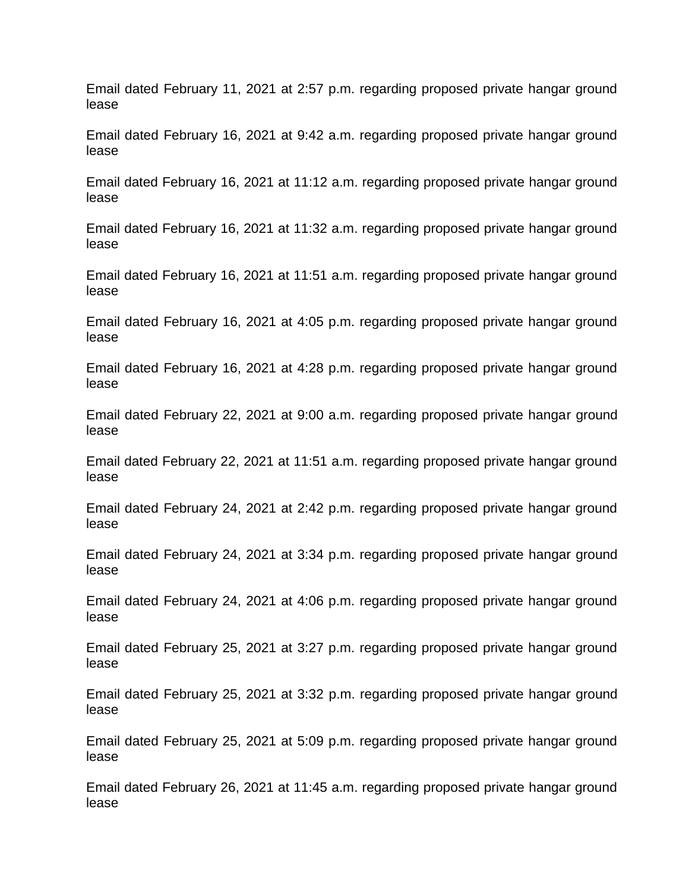Email dated February 11, 2021 at 2:57 p.m. regarding proposed private hangar ground lease

Email dated February 16, 2021 at 9:42 a.m. regarding proposed private hangar ground lease

Email dated February 16, 2021 at 11:12 a.m. regarding proposed private hangar ground lease

Email dated February 16, 2021 at 11:32 a.m. regarding proposed private hangar ground lease

Email dated February 16, 2021 at 11:51 a.m. regarding proposed private hangar ground lease

Email dated February 16, 2021 at 4:05 p.m. regarding proposed private hangar ground lease

Email dated February 16, 2021 at 4:28 p.m. regarding proposed private hangar ground lease

Email dated February 22, 2021 at 9:00 a.m. regarding proposed private hangar ground lease

Email dated February 22, 2021 at 11:51 a.m. regarding proposed private hangar ground lease

Email dated February 24, 2021 at 2:42 p.m. regarding proposed private hangar ground lease

Email dated February 24, 2021 at 3:34 p.m. regarding proposed private hangar ground lease

Email dated February 24, 2021 at 4:06 p.m. regarding proposed private hangar ground lease

Email dated February 25, 2021 at 3:27 p.m. regarding proposed private hangar ground lease

Email dated February 25, 2021 at 3:32 p.m. regarding proposed private hangar ground lease

Email dated February 25, 2021 at 5:09 p.m. regarding proposed private hangar ground lease

Email dated February 26, 2021 at 11:45 a.m. regarding proposed private hangar ground lease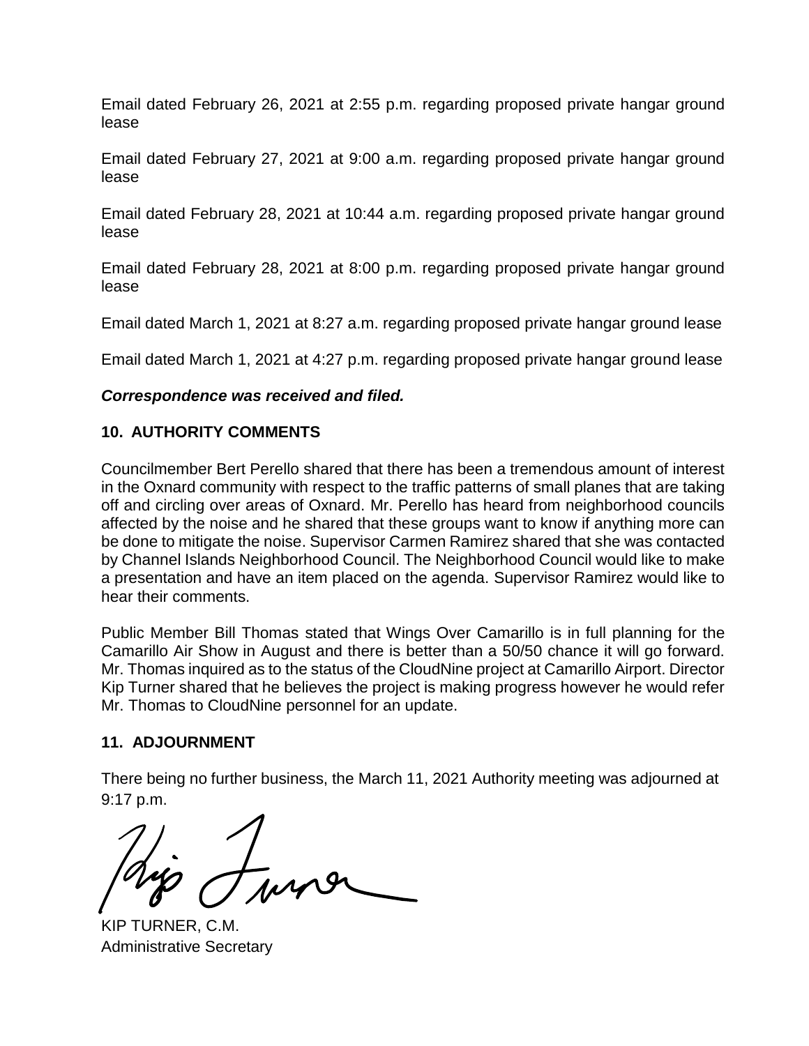Email dated February 26, 2021 at 2:55 p.m. regarding proposed private hangar ground lease

Email dated February 27, 2021 at 9:00 a.m. regarding proposed private hangar ground lease

Email dated February 28, 2021 at 10:44 a.m. regarding proposed private hangar ground lease

Email dated February 28, 2021 at 8:00 p.m. regarding proposed private hangar ground lease

Email dated March 1, 2021 at 8:27 a.m. regarding proposed private hangar ground lease

Email dated March 1, 2021 at 4:27 p.m. regarding proposed private hangar ground lease

***Correspondence was received and filed.***

## 10. AUTHORITY COMMENTS

Councilmember Bert Perello shared that there has been a tremendous amount of interest in the Oxnard community with respect to the traffic patterns of small planes that are taking off and circling over areas of Oxnard. Mr. Perello has heard from neighborhood councils affected by the noise and he shared that these groups want to know if anything more can be done to mitigate the noise. Supervisor Carmen Ramirez shared that she was contacted by Channel Islands Neighborhood Council. The Neighborhood Council would like to make a presentation and have an item placed on the agenda. Supervisor Ramirez would like to hear their comments.

Public Member Bill Thomas stated that Wings Over Camarillo is in full planning for the Camarillo Air Show in August and there is better than a 50/50 chance it will go forward. Mr. Thomas inquired as to the status of the CloudNine project at Camarillo Airport. Director Kip Turner shared that he believes the project is making progress however he would refer Mr. Thomas to CloudNine personnel for an update.

## 11. ADJOURNMENT

There being no further business, the March 11, 2021 Authority meeting was adjourned at 9:17 p.m.

KIP TURNER, C.M.
Administrative Secretary